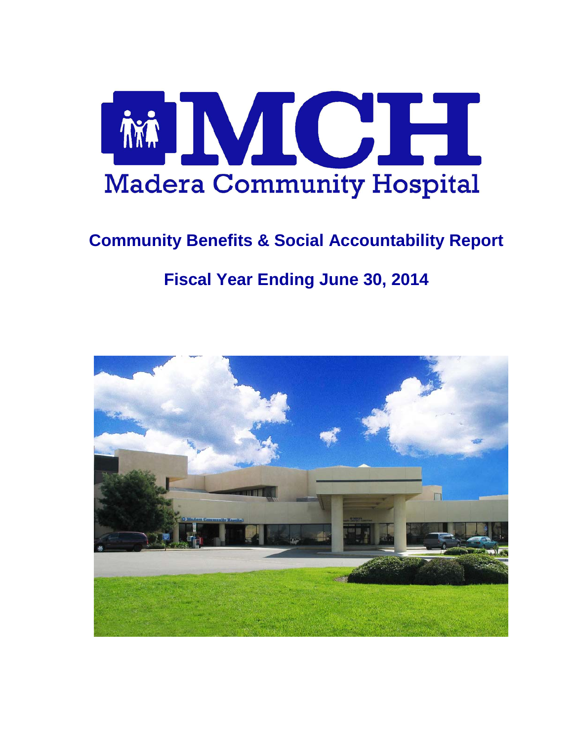# MCH

Madera Community Hospital

## Community Benefits & Social Accountability Report

## Fiscal Year Ending June 30, 2014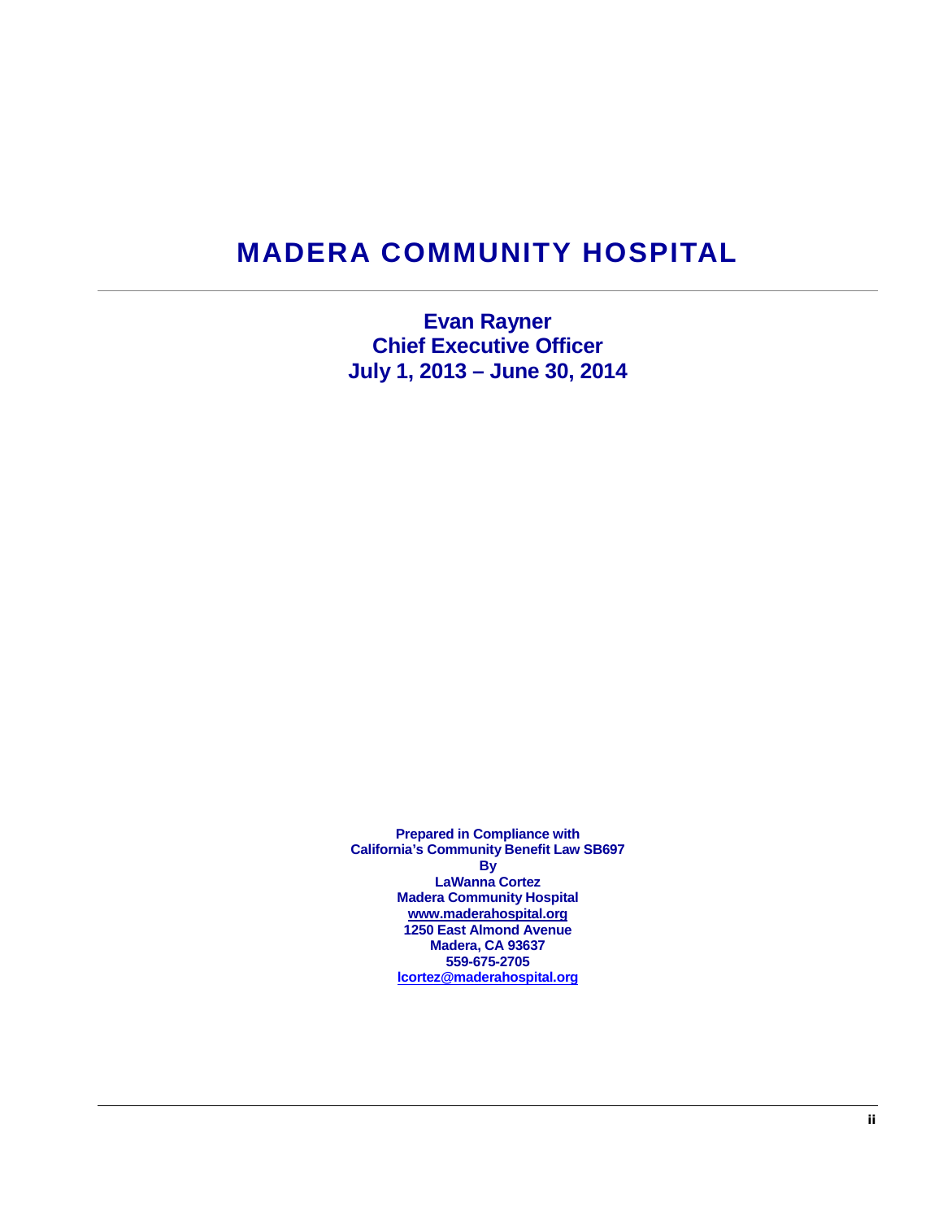# MADERA COMMUNITY HOSPITAL

---

**Evan Rayner**
**Chief Executive Officer**
**July 1, 2013 – June 30, 2014**

**Prepared in Compliance with**
**California's Community Benefit Law SB697**
**By**
**LaWanna Cortez**
**Madera Community Hospital**
**www.maderahospital.org**
**1250 East Almond Avenue**
**Madera, CA 93637**
**559-675-2705**
**lcortez@maderahospital.org**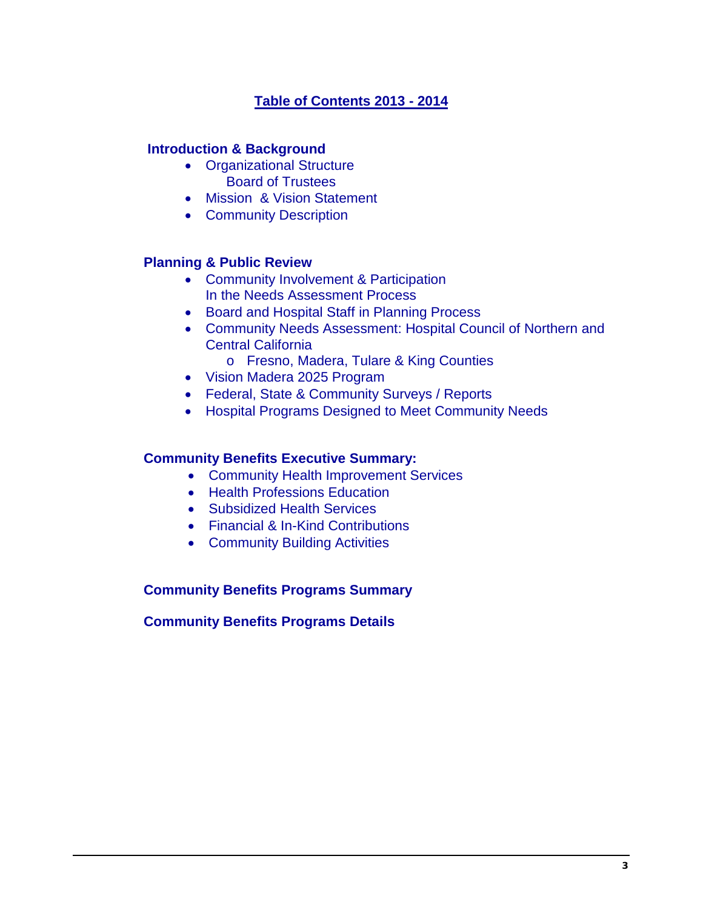# Table of Contents 2013 - 2014

**Introduction & Background**

- Organizational Structure
  - Board of Trustees
- Mission & Vision Statement
- Community Description

**Planning & Public Review**

- Community Involvement & Participation In the Needs Assessment Process
- Board and Hospital Staff in Planning Process
- Community Needs Assessment: Hospital Council of Northern and Central California
  - Fresno, Madera, Tulare & King Counties
- Vision Madera 2025 Program
- Federal, State & Community Surveys / Reports
- Hospital Programs Designed to Meet Community Needs

**Community Benefits Executive Summary:**

- Community Health Improvement Services
- Health Professions Education
- Subsidized Health Services
- Financial & In-Kind Contributions
- Community Building Activities

**Community Benefits Programs Summary**

**Community Benefits Programs Details**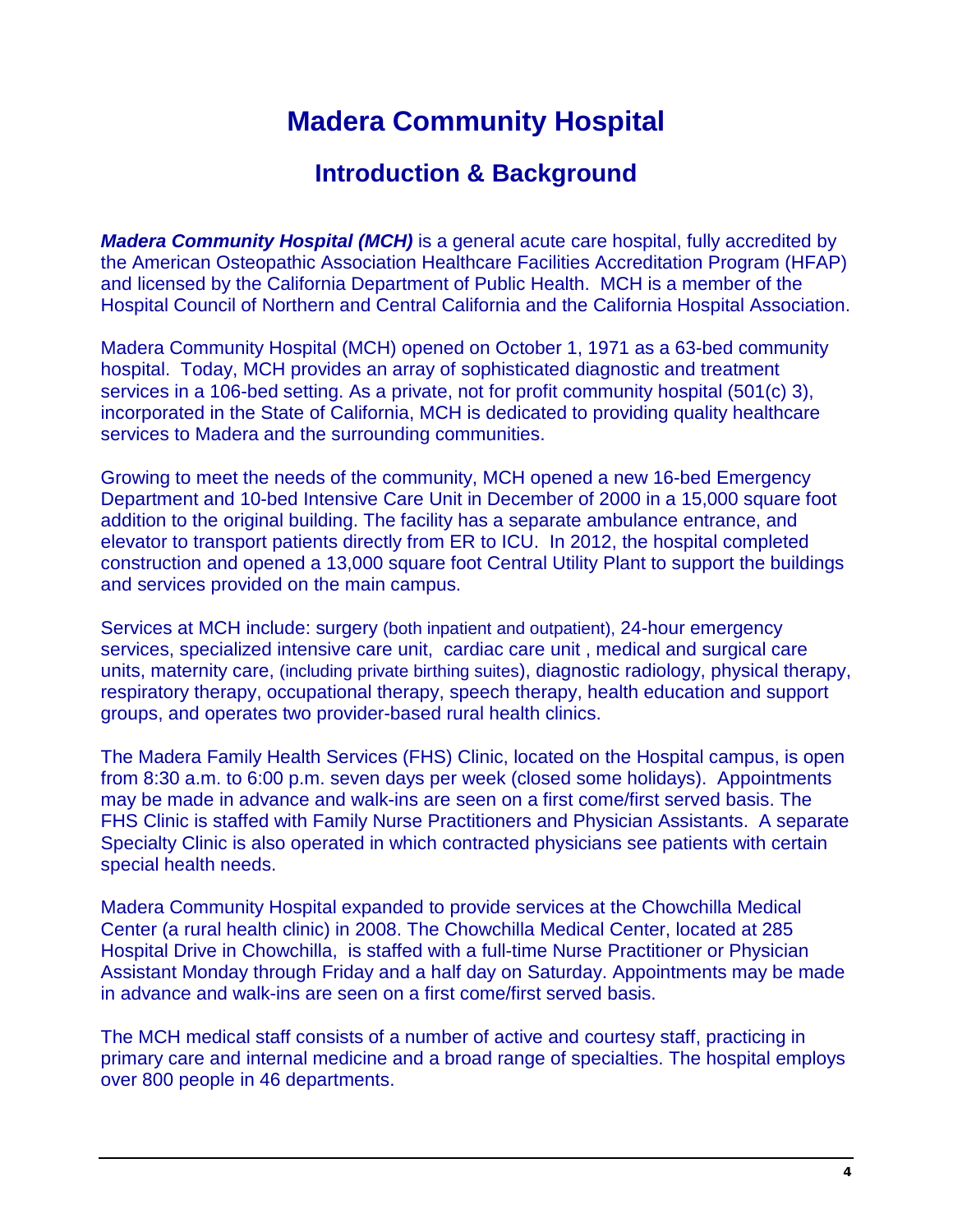# Madera Community Hospital

## Introduction & Background

***Madera Community Hospital (MCH)*** is a general acute care hospital, fully accredited by the American Osteopathic Association Healthcare Facilities Accreditation Program (HFAP) and licensed by the California Department of Public Health. MCH is a member of the Hospital Council of Northern and Central California and the California Hospital Association.

Madera Community Hospital (MCH) opened on October 1, 1971 as a 63-bed community hospital. Today, MCH provides an array of sophisticated diagnostic and treatment services in a 106-bed setting. As a private, not for profit community hospital (501(c) 3), incorporated in the State of California, MCH is dedicated to providing quality healthcare services to Madera and the surrounding communities.

Growing to meet the needs of the community, MCH opened a new 16-bed Emergency Department and 10-bed Intensive Care Unit in December of 2000 in a 15,000 square foot addition to the original building. The facility has a separate ambulance entrance, and elevator to transport patients directly from ER to ICU. In 2012, the hospital completed construction and opened a 13,000 square foot Central Utility Plant to support the buildings and services provided on the main campus.

Services at MCH include: surgery (both inpatient and outpatient), 24-hour emergency services, specialized intensive care unit, cardiac care unit , medical and surgical care units, maternity care, (including private birthing suites), diagnostic radiology, physical therapy, respiratory therapy, occupational therapy, speech therapy, health education and support groups, and operates two provider-based rural health clinics.

The Madera Family Health Services (FHS) Clinic, located on the Hospital campus, is open from 8:30 a.m. to 6:00 p.m. seven days per week (closed some holidays). Appointments may be made in advance and walk-ins are seen on a first come/first served basis. The FHS Clinic is staffed with Family Nurse Practitioners and Physician Assistants. A separate Specialty Clinic is also operated in which contracted physicians see patients with certain special health needs.

Madera Community Hospital expanded to provide services at the Chowchilla Medical Center (a rural health clinic) in 2008. The Chowchilla Medical Center, located at 285 Hospital Drive in Chowchilla, is staffed with a full-time Nurse Practitioner or Physician Assistant Monday through Friday and a half day on Saturday. Appointments may be made in advance and walk-ins are seen on a first come/first served basis.

The MCH medical staff consists of a number of active and courtesy staff, practicing in primary care and internal medicine and a broad range of specialties. The hospital employs over 800 people in 46 departments.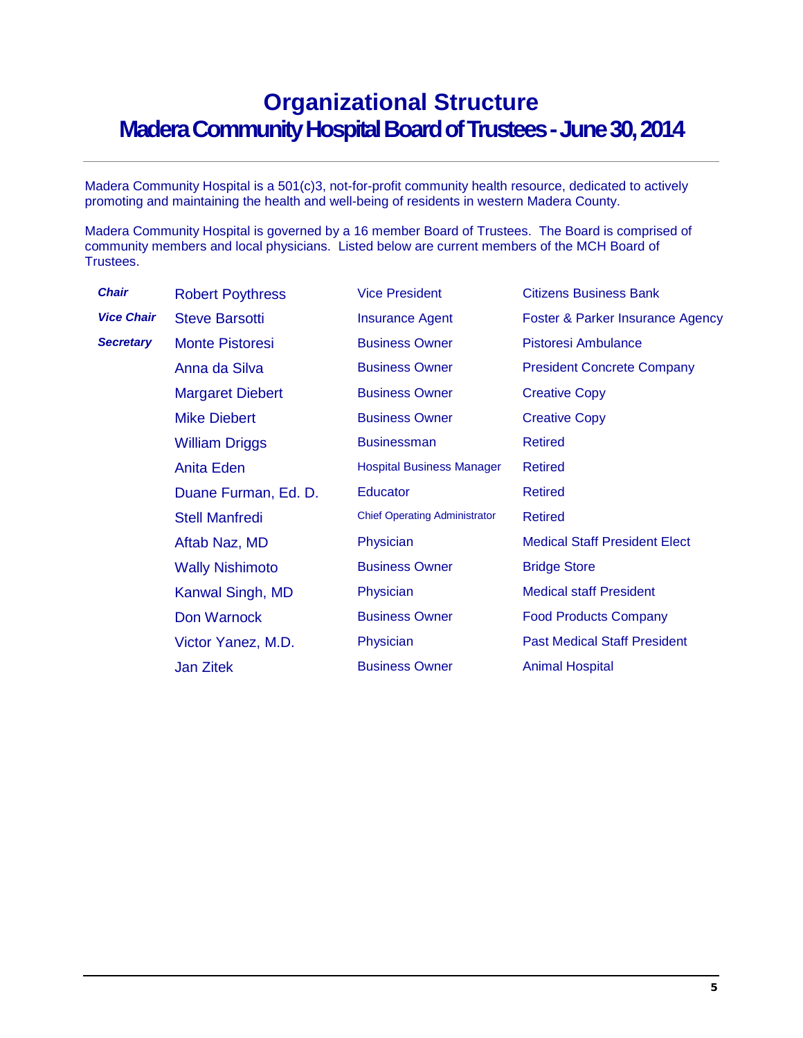# Organizational Structure
## Madera Community Hospital Board of Trustees - June 30, 2014

Madera Community Hospital is a 501(c)3, not-for-profit community health resource, dedicated to actively promoting and maintaining the health and well-being of residents in western Madera County.

Madera Community Hospital is governed by a 16 member Board of Trustees. The Board is comprised of community members and local physicians. Listed below are current members of the MCH Board of Trustees.

| | | | |
|---|---|---|---|
| ***Chair*** | Robert Poythress | Vice President | Citizens Business Bank |
| ***Vice Chair*** | Steve Barsotti | Insurance Agent | Foster & Parker Insurance Agency |
| ***Secretary*** | Monte Pistoresi | Business Owner | Pistoresi Ambulance |
| | Anna da Silva | Business Owner | President Concrete Company |
| | Margaret Diebert | Business Owner | Creative Copy |
| | Mike Diebert | Business Owner | Creative Copy |
| | William Driggs | Businessman | Retired |
| | Anita Eden | Hospital Business Manager | Retired |
| | Duane Furman, Ed. D. | Educator | Retired |
| | Stell Manfredi | Chief Operating Administrator | Retired |
| | Aftab Naz, MD | Physician | Medical Staff President Elect |
| | Wally Nishimoto | Business Owner | Bridge Store |
| | Kanwal Singh, MD | Physician | Medical staff President |
| | Don Warnock | Business Owner | Food Products Company |
| | Victor Yanez, M.D. | Physician | Past Medical Staff President |
| | Jan Zitek | Business Owner | Animal Hospital |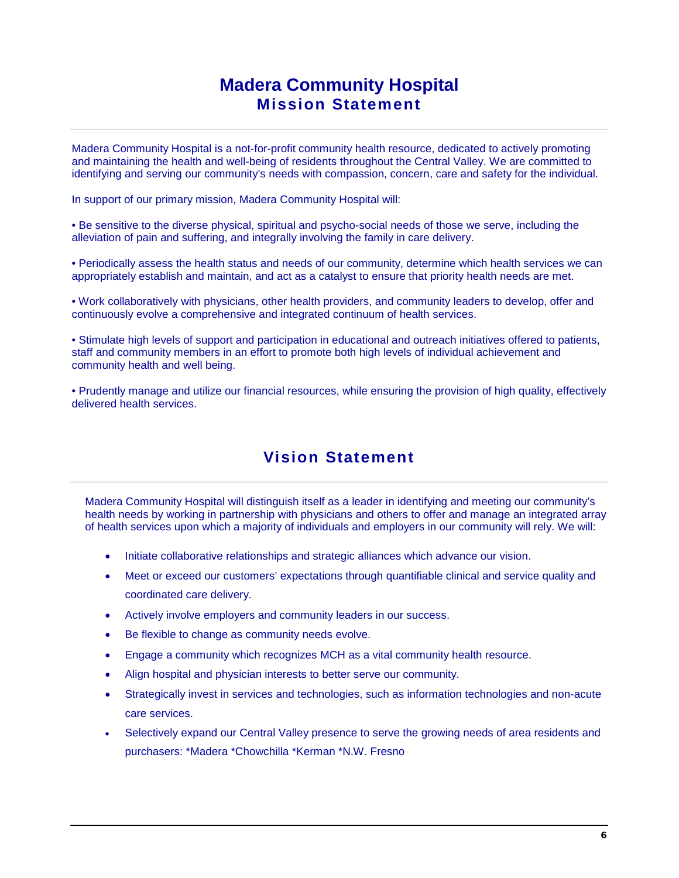# Madera Community Hospital
## Mission Statement

Madera Community Hospital is a not-for-profit community health resource, dedicated to actively promoting and maintaining the health and well-being of residents throughout the Central Valley. We are committed to identifying and serving our community's needs with compassion, concern, care and safety for the individual.

In support of our primary mission, Madera Community Hospital will:

• Be sensitive to the diverse physical, spiritual and psycho-social needs of those we serve, including the alleviation of pain and suffering, and integrally involving the family in care delivery.

• Periodically assess the health status and needs of our community, determine which health services we can appropriately establish and maintain, and act as a catalyst to ensure that priority health needs are met.

• Work collaboratively with physicians, other health providers, and community leaders to develop, offer and continuously evolve a comprehensive and integrated continuum of health services.

• Stimulate high levels of support and participation in educational and outreach initiatives offered to patients, staff and community members in an effort to promote both high levels of individual achievement and community health and well being.

• Prudently manage and utilize our financial resources, while ensuring the provision of high quality, effectively delivered health services.

## Vision Statement

Madera Community Hospital will distinguish itself as a leader in identifying and meeting our community's health needs by working in partnership with physicians and others to offer and manage an integrated array of health services upon which a majority of individuals and employers in our community will rely. We will:

- Initiate collaborative relationships and strategic alliances which advance our vision.
- Meet or exceed our customers' expectations through quantifiable clinical and service quality and coordinated care delivery.
- Actively involve employers and community leaders in our success.
- Be flexible to change as community needs evolve.
- Engage a community which recognizes MCH as a vital community health resource.
- Align hospital and physician interests to better serve our community.
- Strategically invest in services and technologies, such as information technologies and non-acute care services.
- Selectively expand our Central Valley presence to serve the growing needs of area residents and purchasers: *Madera *Chowchilla *Kerman *N.W. Fresno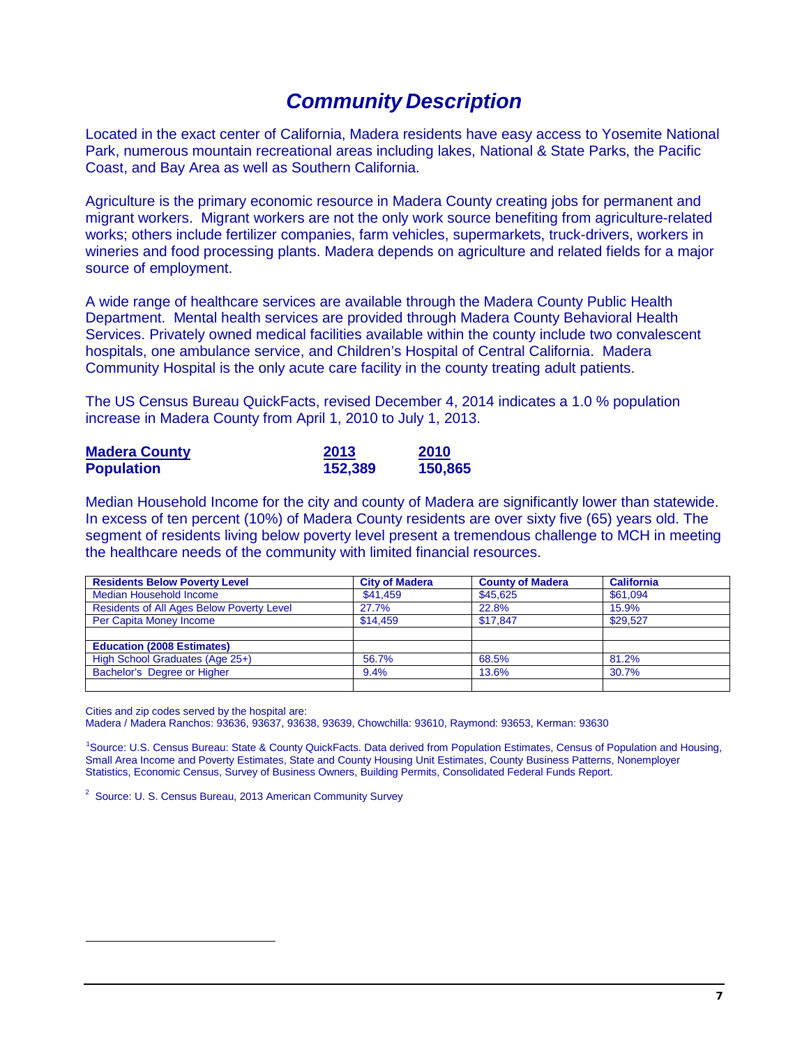# *Community Description*

Located in the exact center of California, Madera residents have easy access to Yosemite National Park, numerous mountain recreational areas including lakes, National & State Parks, the Pacific Coast, and Bay Area as well as Southern California.

Agriculture is the primary economic resource in Madera County creating jobs for permanent and migrant workers. Migrant workers are not the only work source benefiting from agriculture-related works; others include fertilizer companies, farm vehicles, supermarkets, truck-drivers, workers in wineries and food processing plants. Madera depends on agriculture and related fields for a major source of employment.

A wide range of healthcare services are available through the Madera County Public Health Department. Mental health services are provided through Madera County Behavioral Health Services. Privately owned medical facilities available within the county include two convalescent hospitals, one ambulance service, and Children's Hospital of Central California. Madera Community Hospital is the only acute care facility in the county treating adult patients.

The US Census Bureau QuickFacts, revised December 4, 2014 indicates a 1.0 % population increase in Madera County from April 1, 2010 to July 1, 2013.

| **Madera County** | **2013** | **2010** |
|---|---|---|
| **Population** | **152,389** | **150,865** |

Median Household Income for the city and county of Madera are significantly lower than statewide. In excess of ten percent (10%) of Madera County residents are over sixty five (65) years old. The segment of residents living below poverty level present a tremendous challenge to MCH in meeting the healthcare needs of the community with limited financial resources.

| **Residents Below Poverty Level** | **City of Madera** | **County of Madera** | **California** |
|---|---|---|---|
| Median Household Income | $41,459 | $45,625 | $61,094 |
| Residents of All Ages Below Poverty Level | 27.7% | 22.8% | 15.9% |
| Per Capita Money Income | $14,459 | $17,847 | $29,527 |
| | | | |
| **Education (2008 Estimates)** | | | |
| High School Graduates (Age 25+) | 56.7% | 68.5% | 81.2% |
| Bachelor's Degree or Higher | 9.4% | 13.6% | 30.7% |
| | | | |

Cities and zip codes served by the hospital are:
Madera / Madera Ranchos: 93636, 93637, 93638, 93639, Chowchilla: 93610, Raymond: 93653, Kerman: 93630

[1]Source: U.S. Census Bureau: State & County QuickFacts. Data derived from Population Estimates, Census of Population and Housing, Small Area Income and Poverty Estimates, State and County Housing Unit Estimates, County Business Patterns, Nonemployer Statistics, Economic Census, Survey of Business Owners, Building Permits, Consolidated Federal Funds Report.

[2] Source: U. S. Census Bureau, 2013 American Community Survey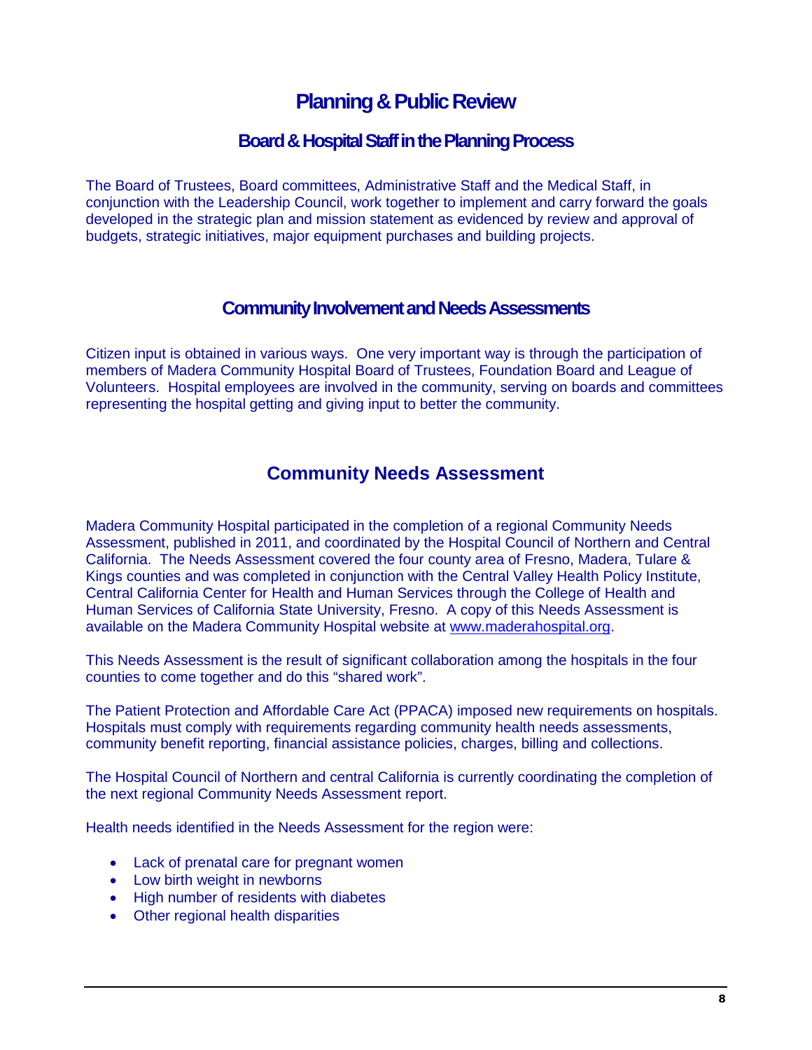# Planning & Public Review

## Board & Hospital Staff in the Planning Process

The Board of Trustees, Board committees, Administrative Staff and the Medical Staff, in conjunction with the Leadership Council, work together to implement and carry forward the goals developed in the strategic plan and mission statement as evidenced by review and approval of budgets, strategic initiatives, major equipment purchases and building projects.

## Community Involvement and Needs Assessments

Citizen input is obtained in various ways. One very important way is through the participation of members of Madera Community Hospital Board of Trustees, Foundation Board and League of Volunteers. Hospital employees are involved in the community, serving on boards and committees representing the hospital getting and giving input to better the community.

## Community Needs Assessment

Madera Community Hospital participated in the completion of a regional Community Needs Assessment, published in 2011, and coordinated by the Hospital Council of Northern and Central California. The Needs Assessment covered the four county area of Fresno, Madera, Tulare & Kings counties and was completed in conjunction with the Central Valley Health Policy Institute, Central California Center for Health and Human Services through the College of Health and Human Services of California State University, Fresno. A copy of this Needs Assessment is available on the Madera Community Hospital website at www.maderahospital.org.

This Needs Assessment is the result of significant collaboration among the hospitals in the four counties to come together and do this "shared work".

The Patient Protection and Affordable Care Act (PPACA) imposed new requirements on hospitals. Hospitals must comply with requirements regarding community health needs assessments, community benefit reporting, financial assistance policies, charges, billing and collections.

The Hospital Council of Northern and central California is currently coordinating the completion of the next regional Community Needs Assessment report.

Health needs identified in the Needs Assessment for the region were:

- Lack of prenatal care for pregnant women
- Low birth weight in newborns
- High number of residents with diabetes
- Other regional health disparities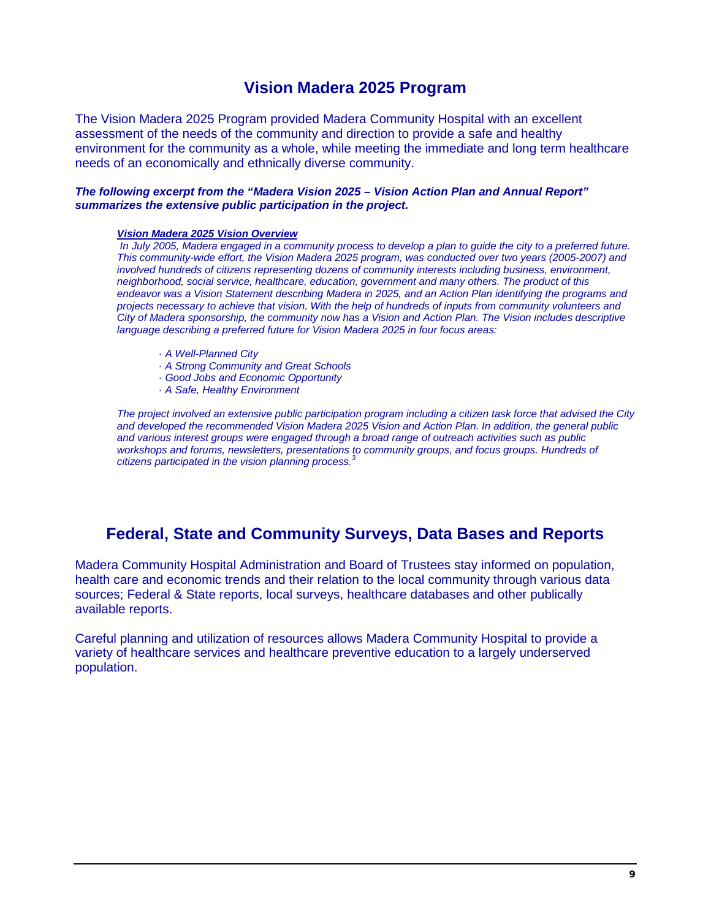## Vision Madera 2025 Program

The Vision Madera 2025 Program provided Madera Community Hospital with an excellent assessment of the needs of the community and direction to provide a safe and healthy environment for the community as a whole, while meeting the immediate and long term healthcare needs of an economically and ethnically diverse community.

***The following excerpt from the "Madera Vision 2025 – Vision Action Plan and Annual Report" summarizes the extensive public participation in the project.***

> ***Vision Madera 2025 Vision Overview***
>
> *In July 2005, Madera engaged in a community process to develop a plan to guide the city to a preferred future. This community-wide effort, the Vision Madera 2025 program, was conducted over two years (2005-2007) and involved hundreds of citizens representing dozens of community interests including business, environment, neighborhood, social service, healthcare, education, government and many others. The product of this endeavor was a Vision Statement describing Madera in 2025, and an Action Plan identifying the programs and projects necessary to achieve that vision. With the help of hundreds of inputs from community volunteers and City of Madera sponsorship, the community now has a Vision and Action Plan. The Vision includes descriptive language describing a preferred future for Vision Madera 2025 in four focus areas:*
>
> - *A Well-Planned City*
> - *A Strong Community and Great Schools*
> - *Good Jobs and Economic Opportunity*
> - *A Safe, Healthy Environment*
>
> *The project involved an extensive public participation program including a citizen task force that advised the City and developed the recommended Vision Madera 2025 Vision and Action Plan. In addition, the general public and various interest groups were engaged through a broad range of outreach activities such as public workshops and forums, newsletters, presentations to community groups, and focus groups. Hundreds of citizens participated in the vision planning process.*[3]

## Federal, State and Community Surveys, Data Bases and Reports

Madera Community Hospital Administration and Board of Trustees stay informed on population, health care and economic trends and their relation to the local community through various data sources; Federal & State reports, local surveys, healthcare databases and other publically available reports.

Careful planning and utilization of resources allows Madera Community Hospital to provide a variety of healthcare services and healthcare preventive education to a largely underserved population.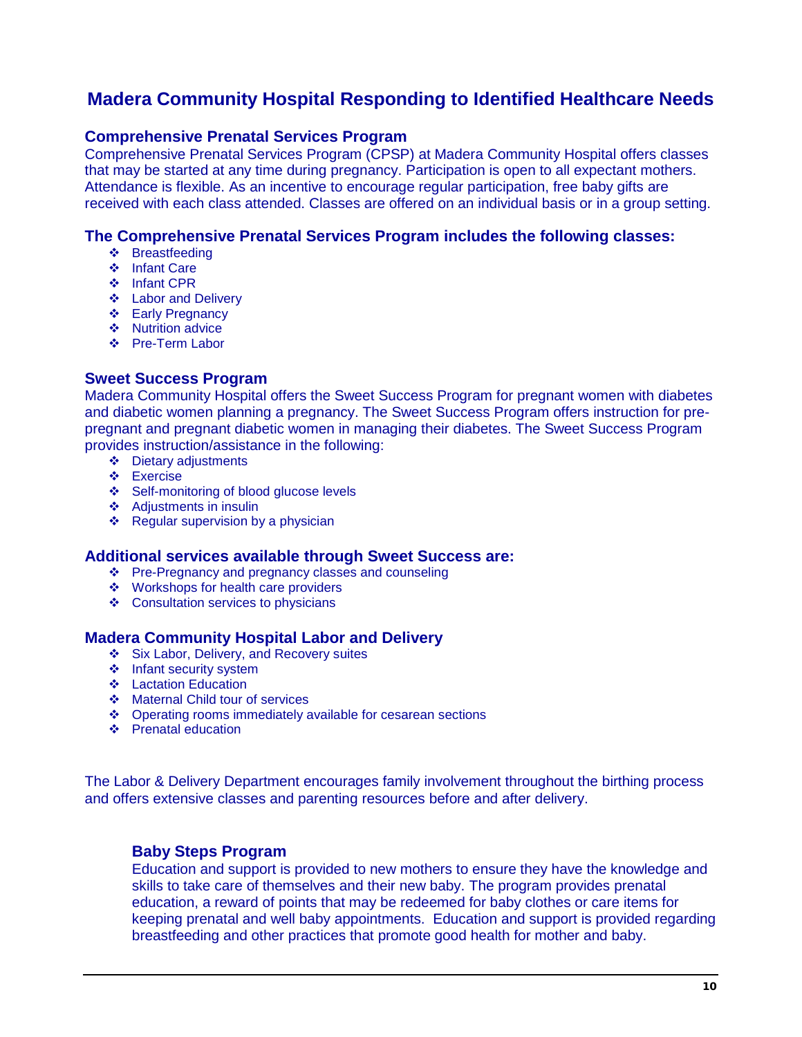# Madera Community Hospital Responding to Identified Healthcare Needs

## Comprehensive Prenatal Services Program

Comprehensive Prenatal Services Program (CPSP) at Madera Community Hospital offers classes that may be started at any time during pregnancy. Participation is open to all expectant mothers. Attendance is flexible. As an incentive to encourage regular participation, free baby gifts are received with each class attended. Classes are offered on an individual basis or in a group setting.

## The Comprehensive Prenatal Services Program includes the following classes:

- Breastfeeding
- Infant Care
- Infant CPR
- Labor and Delivery
- Early Pregnancy
- Nutrition advice
- Pre-Term Labor

## Sweet Success Program

Madera Community Hospital offers the Sweet Success Program for pregnant women with diabetes and diabetic women planning a pregnancy. The Sweet Success Program offers instruction for pre-pregnant and pregnant diabetic women in managing their diabetes. The Sweet Success Program provides instruction/assistance in the following:

- Dietary adjustments
- Exercise
- Self-monitoring of blood glucose levels
- Adjustments in insulin
- Regular supervision by a physician

## Additional services available through Sweet Success are:

- Pre-Pregnancy and pregnancy classes and counseling
- Workshops for health care providers
- Consultation services to physicians

## Madera Community Hospital Labor and Delivery

- Six Labor, Delivery, and Recovery suites
- Infant security system
- Lactation Education
- Maternal Child tour of services
- Operating rooms immediately available for cesarean sections
- Prenatal education

The Labor & Delivery Department encourages family involvement throughout the birthing process and offers extensive classes and parenting resources before and after delivery.

### Baby Steps Program

Education and support is provided to new mothers to ensure they have the knowledge and skills to take care of themselves and their new baby. The program provides prenatal education, a reward of points that may be redeemed for baby clothes or care items for keeping prenatal and well baby appointments. Education and support is provided regarding breastfeeding and other practices that promote good health for mother and baby.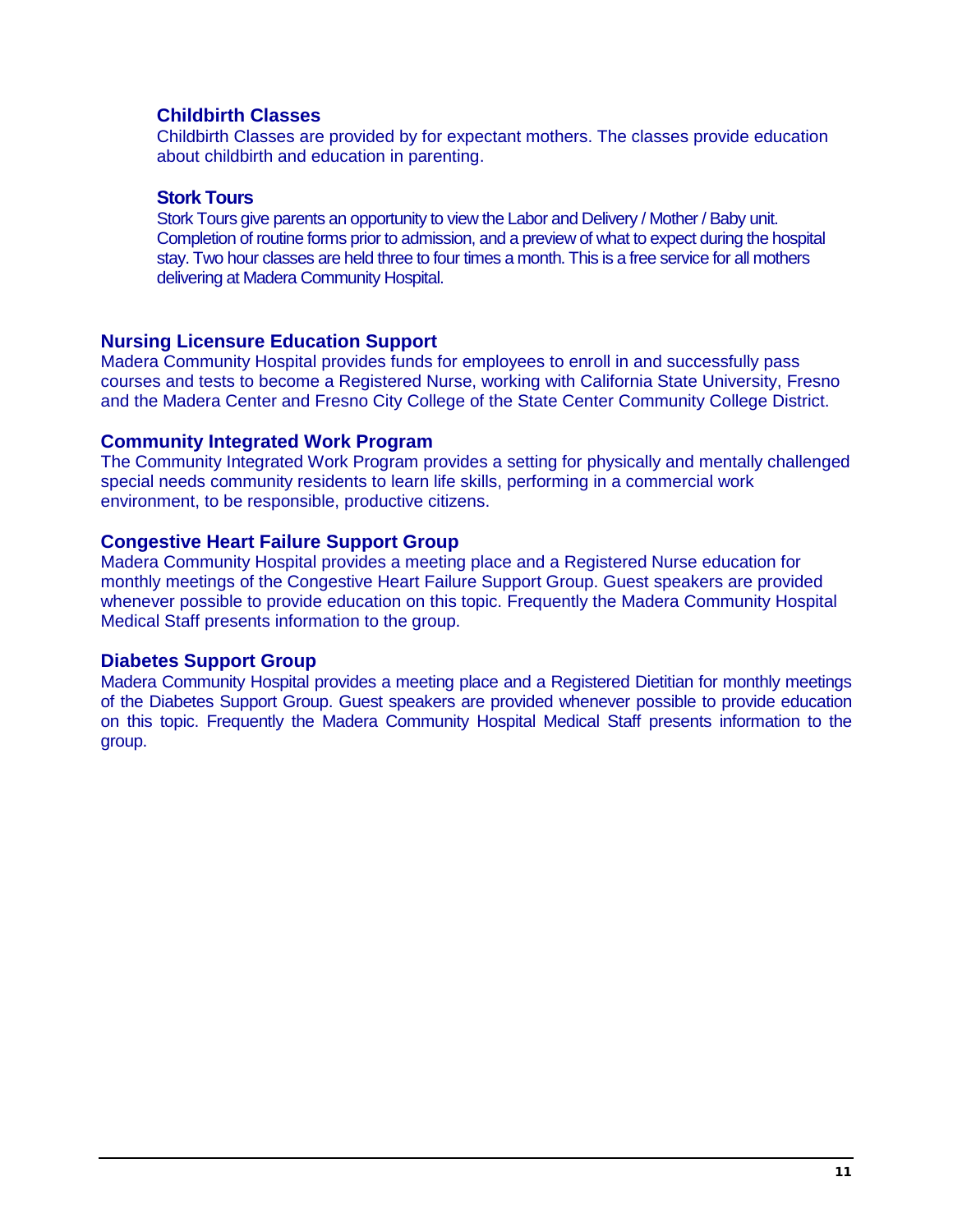### Childbirth Classes

Childbirth Classes are provided by for expectant mothers. The classes provide education about childbirth and education in parenting.

### Stork Tours

Stork Tours give parents an opportunity to view the Labor and Delivery / Mother / Baby unit. Completion of routine forms prior to admission, and a preview of what to expect during the hospital stay. Two hour classes are held three to four times a month. This is a free service for all mothers delivering at Madera Community Hospital.

## Nursing Licensure Education Support

Madera Community Hospital provides funds for employees to enroll in and successfully pass courses and tests to become a Registered Nurse, working with California State University, Fresno and the Madera Center and Fresno City College of the State Center Community College District.

## Community Integrated Work Program

The Community Integrated Work Program provides a setting for physically and mentally challenged special needs community residents to learn life skills, performing in a commercial work environment, to be responsible, productive citizens.

## Congestive Heart Failure Support Group

Madera Community Hospital provides a meeting place and a Registered Nurse education for monthly meetings of the Congestive Heart Failure Support Group. Guest speakers are provided whenever possible to provide education on this topic. Frequently the Madera Community Hospital Medical Staff presents information to the group.

## Diabetes Support Group

Madera Community Hospital provides a meeting place and a Registered Dietitian for monthly meetings of the Diabetes Support Group. Guest speakers are provided whenever possible to provide education on this topic. Frequently the Madera Community Hospital Medical Staff presents information to the group.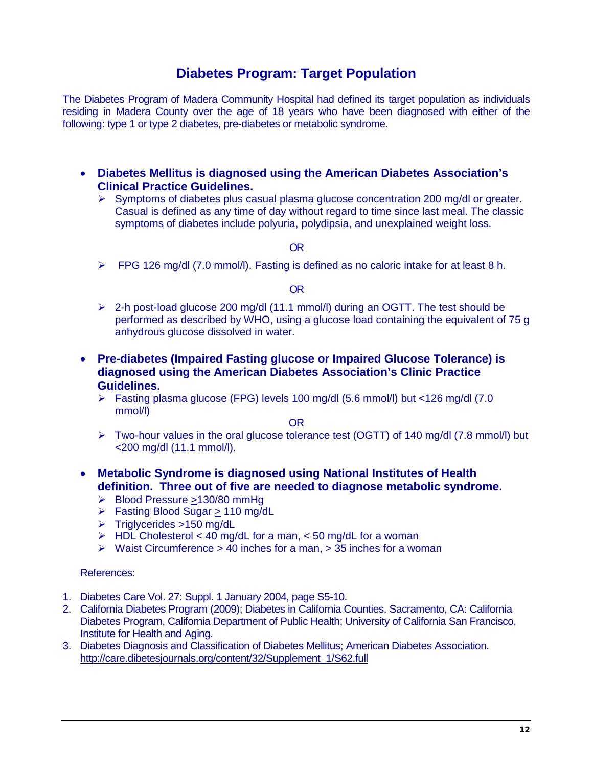# Diabetes Program: Target Population

The Diabetes Program of Madera Community Hospital had defined its target population as individuals residing in Madera County over the age of 18 years who have been diagnosed with either of the following: type 1 or type 2 diabetes, pre-diabetes or metabolic syndrome.

- **Diabetes Mellitus is diagnosed using the American Diabetes Association's Clinical Practice Guidelines.**
  - Symptoms of diabetes plus casual plasma glucose concentration 200 mg/dl or greater. Casual is defined as any time of day without regard to time since last meal. The classic symptoms of diabetes include polyuria, polydipsia, and unexplained weight loss.

    OR

  - FPG 126 mg/dl (7.0 mmol/l). Fasting is defined as no caloric intake for at least 8 h.

    OR

  - 2-h post-load glucose 200 mg/dl (11.1 mmol/l) during an OGTT. The test should be performed as described by WHO, using a glucose load containing the equivalent of 75 g anhydrous glucose dissolved in water.

- **Pre-diabetes (Impaired Fasting glucose or Impaired Glucose Tolerance) is diagnosed using the American Diabetes Association's Clinic Practice Guidelines.**
  - Fasting plasma glucose (FPG) levels 100 mg/dl (5.6 mmol/l) but <126 mg/dl (7.0 mmol/l)

    OR

  - Two-hour values in the oral glucose tolerance test (OGTT) of 140 mg/dl (7.8 mmol/l) but <200 mg/dl (11.1 mmol/l).

- **Metabolic Syndrome is diagnosed using National Institutes of Health definition. Three out of five are needed to diagnose metabolic syndrome.**
  - Blood Pressure ≥130/80 mmHg
  - Fasting Blood Sugar ≥ 110 mg/dL
  - Triglycerides >150 mg/dL
  - HDL Cholesterol < 40 mg/dL for a man, < 50 mg/dL for a woman
  - Waist Circumference > 40 inches for a man, > 35 inches for a woman

References:

1. Diabetes Care Vol. 27: Suppl. 1 January 2004, page S5-10.
2. California Diabetes Program (2009); Diabetes in California Counties. Sacramento, CA: California Diabetes Program, California Department of Public Health; University of California San Francisco, Institute for Health and Aging.
3. Diabetes Diagnosis and Classification of Diabetes Mellitus; American Diabetes Association. http://care.dibetesjournals.org/content/32/Supplement_1/S62.full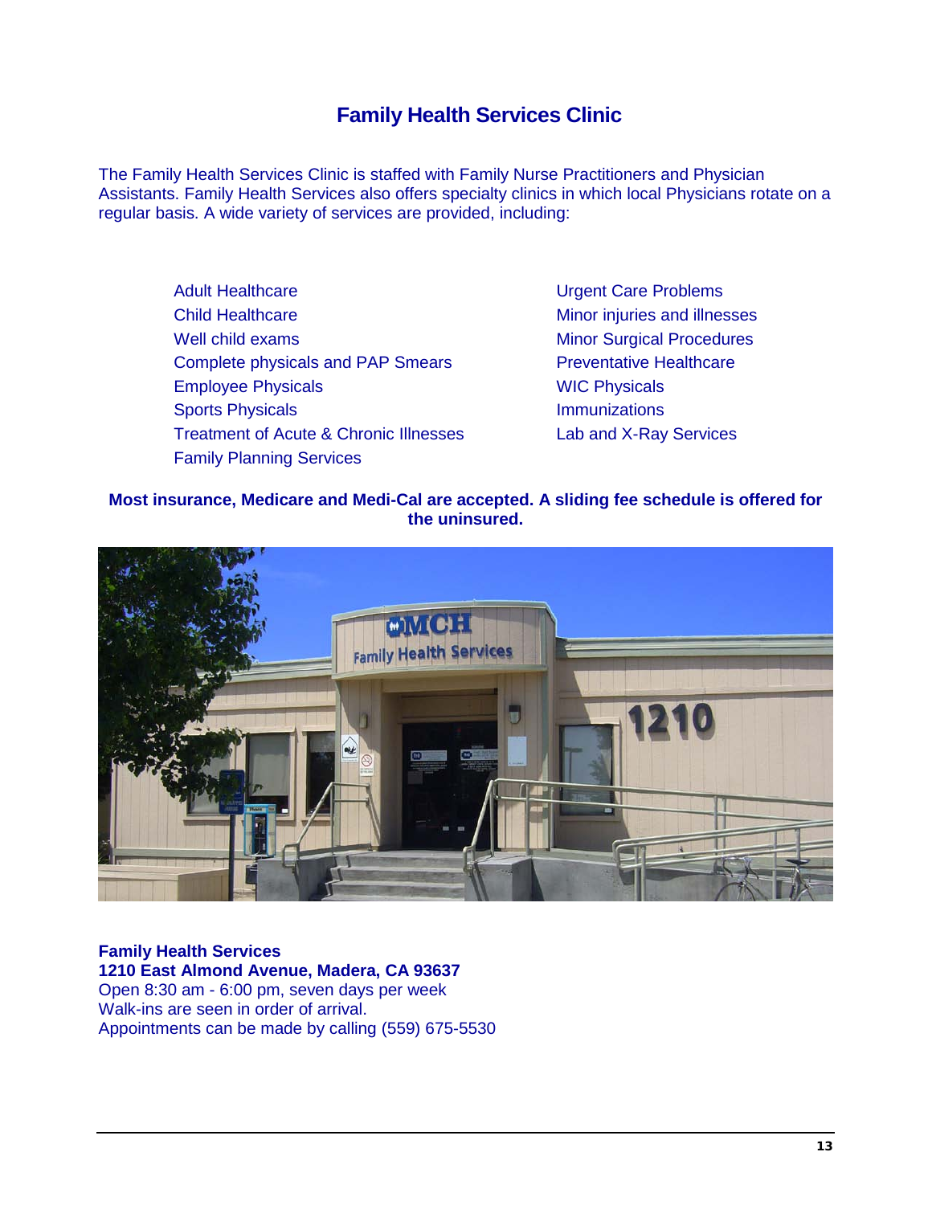# Family Health Services Clinic

The Family Health Services Clinic is staffed with Family Nurse Practitioners and Physician Assistants. Family Health Services also offers specialty clinics in which local Physicians rotate on a regular basis. A wide variety of services are provided, including:

- Adult Healthcare
- Child Healthcare
- Well child exams
- Complete physicals and PAP Smears
- Employee Physicals
- Sports Physicals
- Treatment of Acute & Chronic Illnesses
- Family Planning Services
- Urgent Care Problems
- Minor injuries and illnesses
- Minor Surgical Procedures
- Preventative Healthcare
- WIC Physicals
- Immunizations
- Lab and X-Ray Services

**Most insurance, Medicare and Medi-Cal are accepted. A sliding fee schedule is offered for the uninsured.**

**Family Health Services**
**1210 East Almond Avenue, Madera, CA 93637**
Open 8:30 am - 6:00 pm, seven days per week
Walk-ins are seen in order of arrival.
Appointments can be made by calling (559) 675-5530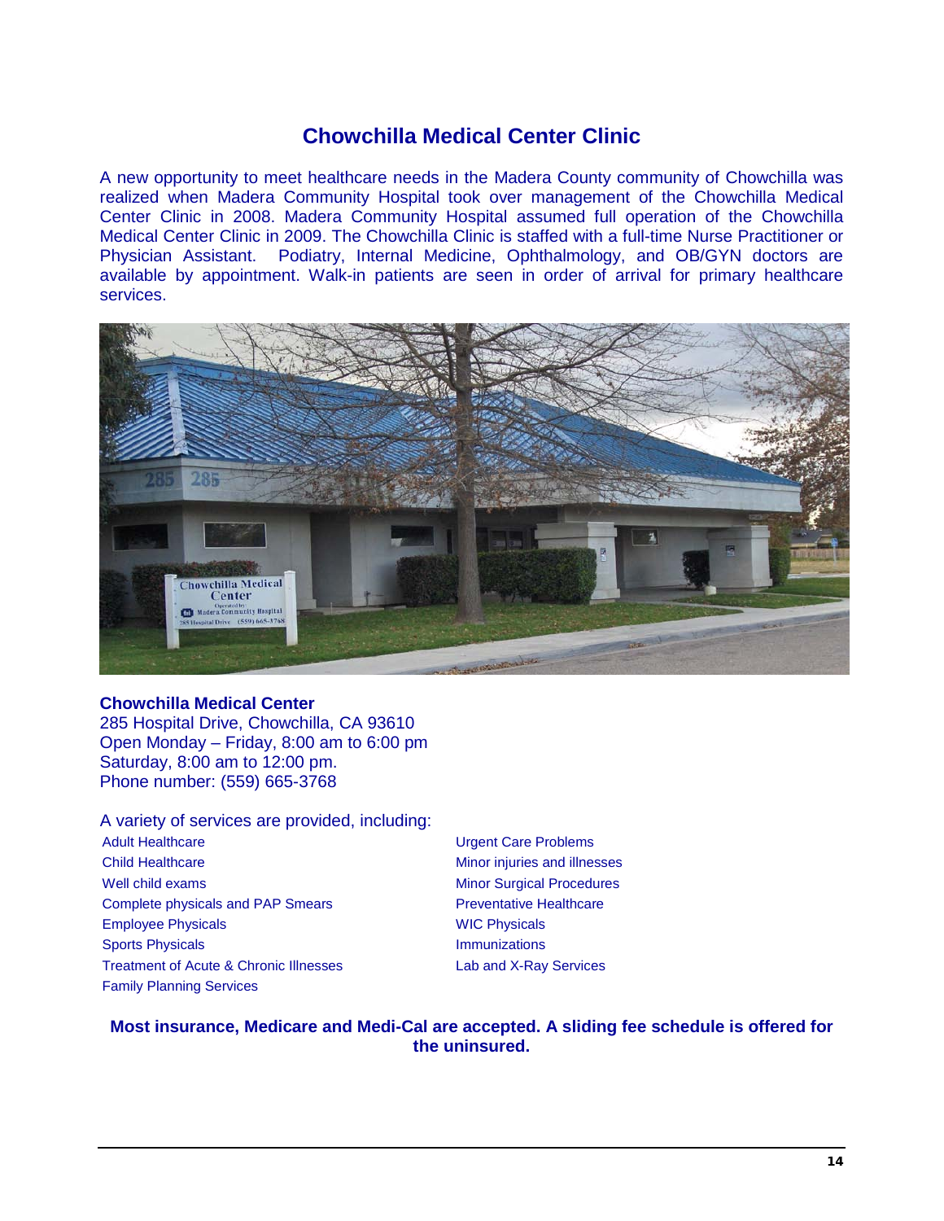# Chowchilla Medical Center Clinic

A new opportunity to meet healthcare needs in the Madera County community of Chowchilla was realized when Madera Community Hospital took over management of the Chowchilla Medical Center Clinic in 2008. Madera Community Hospital assumed full operation of the Chowchilla Medical Center Clinic in 2009. The Chowchilla Clinic is staffed with a full-time Nurse Practitioner or Physician Assistant. Podiatry, Internal Medicine, Ophthalmology, and OB/GYN doctors are available by appointment. Walk-in patients are seen in order of arrival for primary healthcare services.

**Chowchilla Medical Center**
285 Hospital Drive, Chowchilla, CA 93610
Open Monday – Friday, 8:00 am to 6:00 pm
Saturday, 8:00 am to 12:00 pm.
Phone number: (559) 665-3768

A variety of services are provided, including:

- Adult Healthcare
- Child Healthcare
- Well child exams
- Complete physicals and PAP Smears
- Employee Physicals
- Sports Physicals
- Treatment of Acute & Chronic Illnesses
- Family Planning Services
- Urgent Care Problems
- Minor injuries and illnesses
- Minor Surgical Procedures
- Preventative Healthcare
- WIC Physicals
- Immunizations
- Lab and X-Ray Services

**Most insurance, Medicare and Medi-Cal are accepted. A sliding fee schedule is offered for the uninsured.**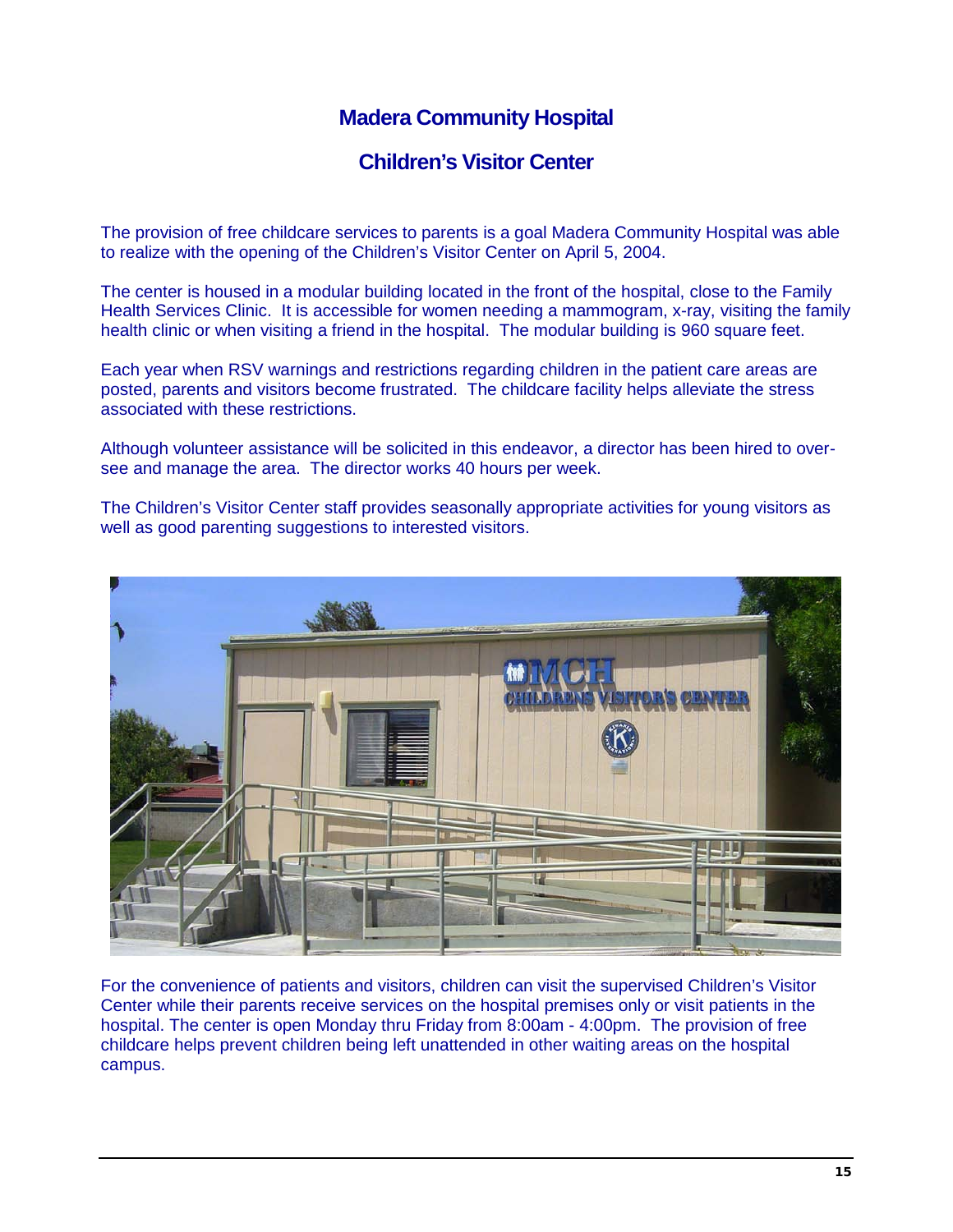# Madera Community Hospital

## Children's Visitor Center

The provision of free childcare services to parents is a goal Madera Community Hospital was able to realize with the opening of the Children's Visitor Center on April 5, 2004.

The center is housed in a modular building located in the front of the hospital, close to the Family Health Services Clinic. It is accessible for women needing a mammogram, x-ray, visiting the family health clinic or when visiting a friend in the hospital. The modular building is 960 square feet.

Each year when RSV warnings and restrictions regarding children in the patient care areas are posted, parents and visitors become frustrated. The childcare facility helps alleviate the stress associated with these restrictions.

Although volunteer assistance will be solicited in this endeavor, a director has been hired to over-see and manage the area. The director works 40 hours per week.

The Children's Visitor Center staff provides seasonally appropriate activities for young visitors as well as good parenting suggestions to interested visitors.

For the convenience of patients and visitors, children can visit the supervised Children's Visitor Center while their parents receive services on the hospital premises only or visit patients in the hospital. The center is open Monday thru Friday from 8:00am - 4:00pm. The provision of free childcare helps prevent children being left unattended in other waiting areas on the hospital campus.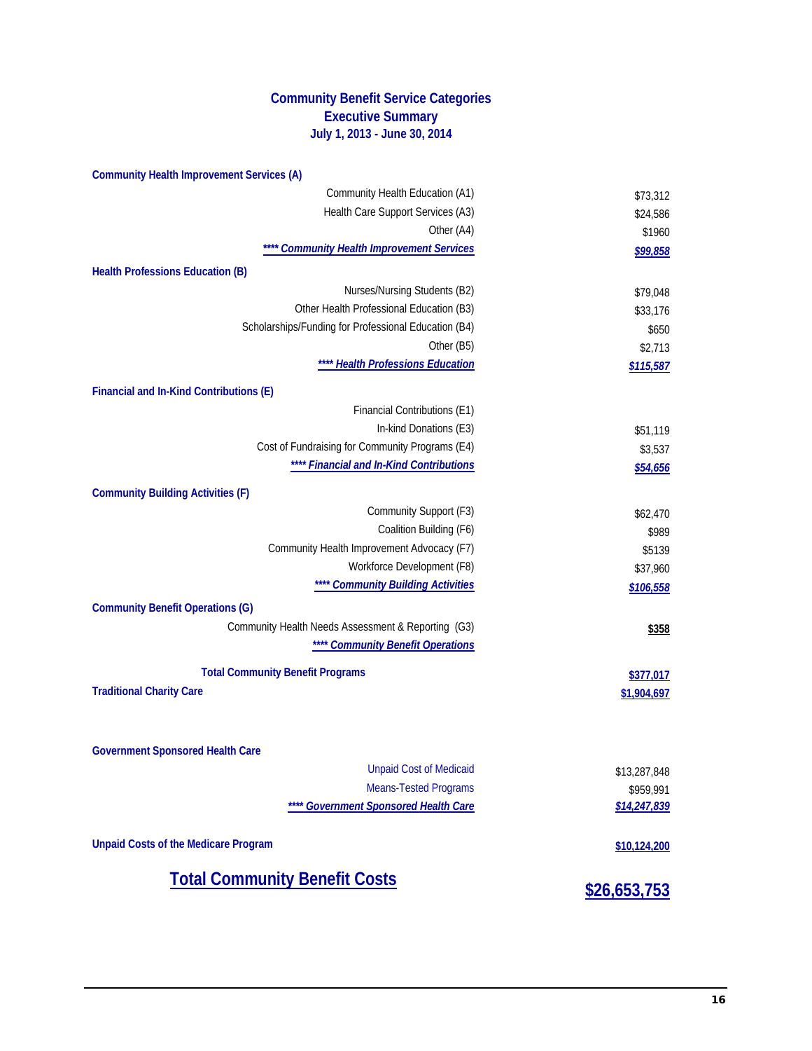# Community Benefit Service Categories
## Executive Summary
### July 1, 2013 - June 30, 2014

| Category | Amount |
|---|---|
| **Community Health Improvement Services (A)** | |
| Community Health Education (A1) | $73,312 |
| Health Care Support Services (A3) | $24,586 |
| Other (A4) | $1960 |
| ***\*\*\*\* Community Health Improvement Services*** | ***$99,858*** |
| **Health Professions Education (B)** | |
| Nurses/Nursing Students (B2) | $79,048 |
| Other Health Professional Education (B3) | $33,176 |
| Scholarships/Funding for Professional Education (B4) | $650 |
| Other (B5) | $2,713 |
| ***\*\*\*\* Health Professions Education*** | ***$115,587*** |
| **Financial and In-Kind Contributions (E)** | |
| Financial Contributions (E1) | |
| In-kind Donations (E3) | $51,119 |
| Cost of Fundraising for Community Programs (E4) | $3,537 |
| ***\*\*\*\* Financial and In-Kind Contributions*** | ***$54,656*** |
| **Community Building Activities (F)** | |
| Community Support (F3) | $62,470 |
| Coalition Building (F6) | $989 |
| Community Health Improvement Advocacy (F7) | $5139 |
| Workforce Development (F8) | $37,960 |
| ***\*\*\*\* Community Building Activities*** | ***$106,558*** |
| **Community Benefit Operations (G)** | |
| Community Health Needs Assessment & Reporting (G3) | **$358** |
| ***\*\*\*\* Community Benefit Operations*** | |
| **Total Community Benefit Programs** | **$377,017** |
| **Traditional Charity Care** | **$1,904,697** |
| **Government Sponsored Health Care** | |
| Unpaid Cost of Medicaid | $13,287,848 |
| Means-Tested Programs | $959,991 |
| ***\*\*\*\* Government Sponsored Health Care*** | ***$14,247,839*** |
| **Unpaid Costs of the Medicare Program** | **$10,124,200** |
| **Total Community Benefit Costs** | **$26,653,753** |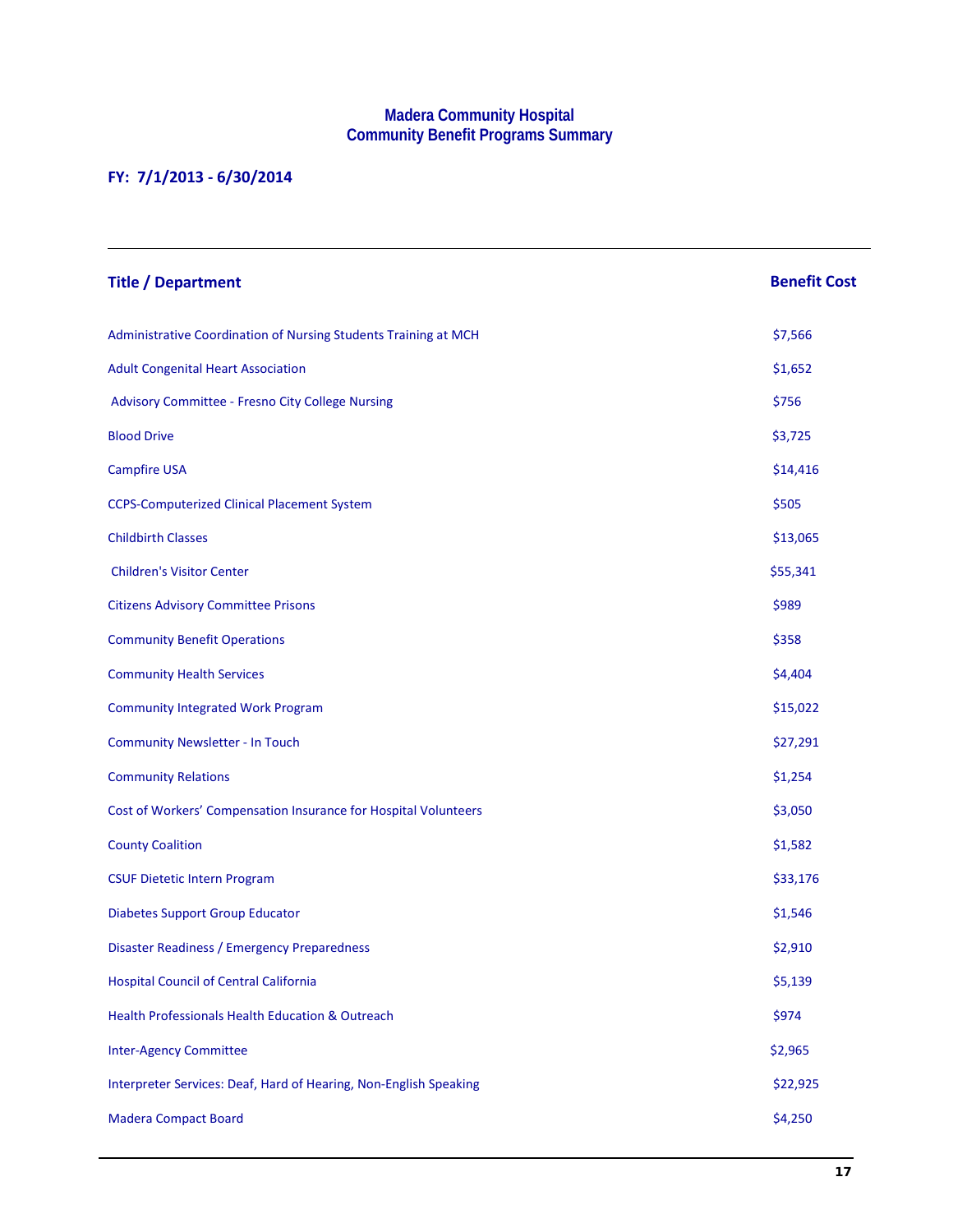# Madera Community Hospital
## Community Benefit Programs Summary

**FY: 7/1/2013 - 6/30/2014**

| Title / Department | Benefit Cost |
|---|---|
| Administrative Coordination of Nursing Students Training at MCH | $7,566 |
| Adult Congenital Heart Association | $1,652 |
| Advisory Committee - Fresno City College Nursing | $756 |
| Blood Drive | $3,725 |
| Campfire USA | $14,416 |
| CCPS-Computerized Clinical Placement System | $505 |
| Childbirth Classes | $13,065 |
| Children's Visitor Center | $55,341 |
| Citizens Advisory Committee Prisons | $989 |
| Community Benefit Operations | $358 |
| Community Health Services | $4,404 |
| Community Integrated Work Program | $15,022 |
| Community Newsletter - In Touch | $27,291 |
| Community Relations | $1,254 |
| Cost of Workers' Compensation Insurance for Hospital Volunteers | $3,050 |
| County Coalition | $1,582 |
| CSUF Dietetic Intern Program | $33,176 |
| Diabetes Support Group Educator | $1,546 |
| Disaster Readiness / Emergency Preparedness | $2,910 |
| Hospital Council of Central California | $5,139 |
| Health Professionals Health Education & Outreach | $974 |
| Inter-Agency Committee | $2,965 |
| Interpreter Services: Deaf, Hard of Hearing, Non-English Speaking | $22,925 |
| Madera Compact Board | $4,250 |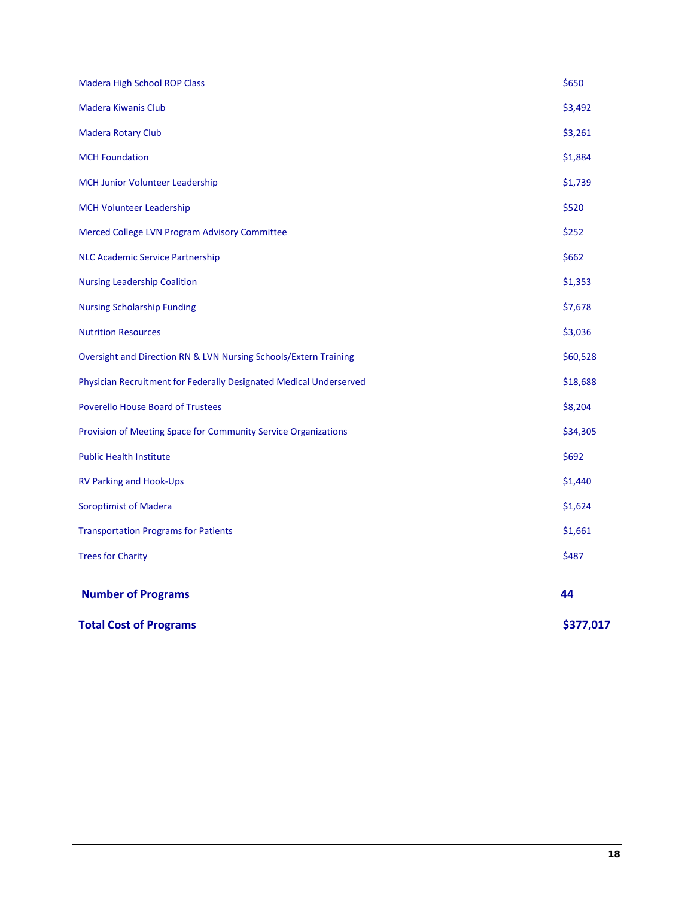| | |
|---|---|
| Madera High School ROP Class | $650 |
| Madera Kiwanis Club | $3,492 |
| Madera Rotary Club | $3,261 |
| MCH Foundation | $1,884 |
| MCH Junior Volunteer Leadership | $1,739 |
| MCH Volunteer Leadership | $520 |
| Merced College LVN Program Advisory Committee | $252 |
| NLC Academic Service Partnership | $662 |
| Nursing Leadership Coalition | $1,353 |
| Nursing Scholarship Funding | $7,678 |
| Nutrition Resources | $3,036 |
| Oversight and Direction RN & LVN Nursing Schools/Extern Training | $60,528 |
| Physician Recruitment for Federally Designated Medical Underserved | $18,688 |
| Poverello House Board of Trustees | $8,204 |
| Provision of Meeting Space for Community Service Organizations | $34,305 |
| Public Health Institute | $692 |
| RV Parking and Hook-Ups | $1,440 |
| Soroptimist of Madera | $1,624 |
| Transportation Programs for Patients | $1,661 |
| Trees for Charity | $487 |
| **Number of Programs** | **44** |
| **Total Cost of Programs** | **$377,017** |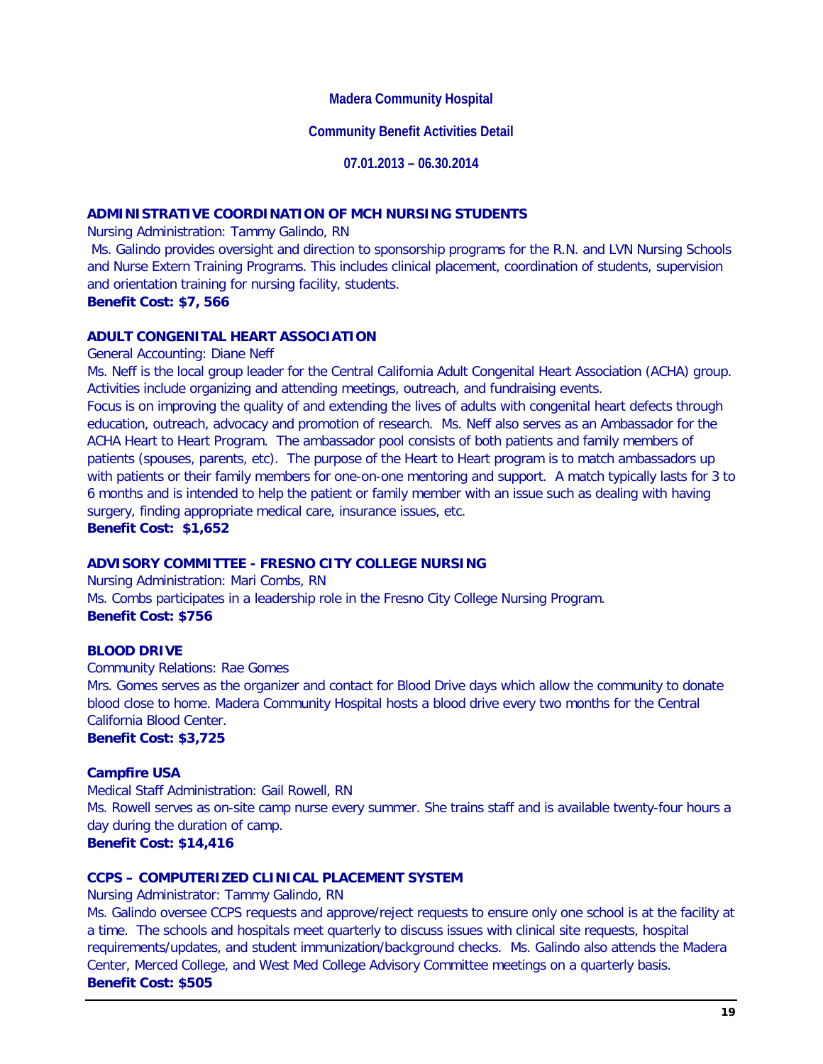**Madera Community Hospital**

**Community Benefit Activities Detail**

**07.01.2013 – 06.30.2014**

### ADMINISTRATIVE COORDINATION OF MCH NURSING STUDENTS

Nursing Administration: Tammy Galindo, RN

Ms. Galindo provides oversight and direction to sponsorship programs for the R.N. and LVN Nursing Schools and Nurse Extern Training Programs. This includes clinical placement, coordination of students, supervision and orientation training for nursing facility, students.

**Benefit Cost: $7, 566**

### ADULT CONGENITAL HEART ASSOCIATION

General Accounting: Diane Neff

Ms. Neff is the local group leader for the Central California Adult Congenital Heart Association (ACHA) group. Activities include organizing and attending meetings, outreach, and fundraising events.

Focus is on improving the quality of and extending the lives of adults with congenital heart defects through education, outreach, advocacy and promotion of research. Ms. Neff also serves as an Ambassador for the ACHA Heart to Heart Program. The ambassador pool consists of both patients and family members of patients (spouses, parents, etc). The purpose of the Heart to Heart program is to match ambassadors up with patients or their family members for one-on-one mentoring and support. A match typically lasts for 3 to 6 months and is intended to help the patient or family member with an issue such as dealing with having surgery, finding appropriate medical care, insurance issues, etc.

**Benefit Cost: $1,652**

### ADVISORY COMMITTEE - FRESNO CITY COLLEGE NURSING

Nursing Administration: Mari Combs, RN

Ms. Combs participates in a leadership role in the Fresno City College Nursing Program.

**Benefit Cost: $756**

### BLOOD DRIVE

Community Relations: Rae Gomes

Mrs. Gomes serves as the organizer and contact for Blood Drive days which allow the community to donate blood close to home. Madera Community Hospital hosts a blood drive every two months for the Central California Blood Center.

**Benefit Cost: $3,725**

### Campfire USA

Medical Staff Administration: Gail Rowell, RN

Ms. Rowell serves as on-site camp nurse every summer. She trains staff and is available twenty-four hours a day during the duration of camp.

**Benefit Cost: $14,416**

### CCPS – COMPUTERIZED CLINICAL PLACEMENT SYSTEM

Nursing Administrator: Tammy Galindo, RN

Ms. Galindo oversee CCPS requests and approve/reject requests to ensure only one school is at the facility at a time. The schools and hospitals meet quarterly to discuss issues with clinical site requests, hospital requirements/updates, and student immunization/background checks. Ms. Galindo also attends the Madera Center, Merced College, and West Med College Advisory Committee meetings on a quarterly basis.

**Benefit Cost: $505**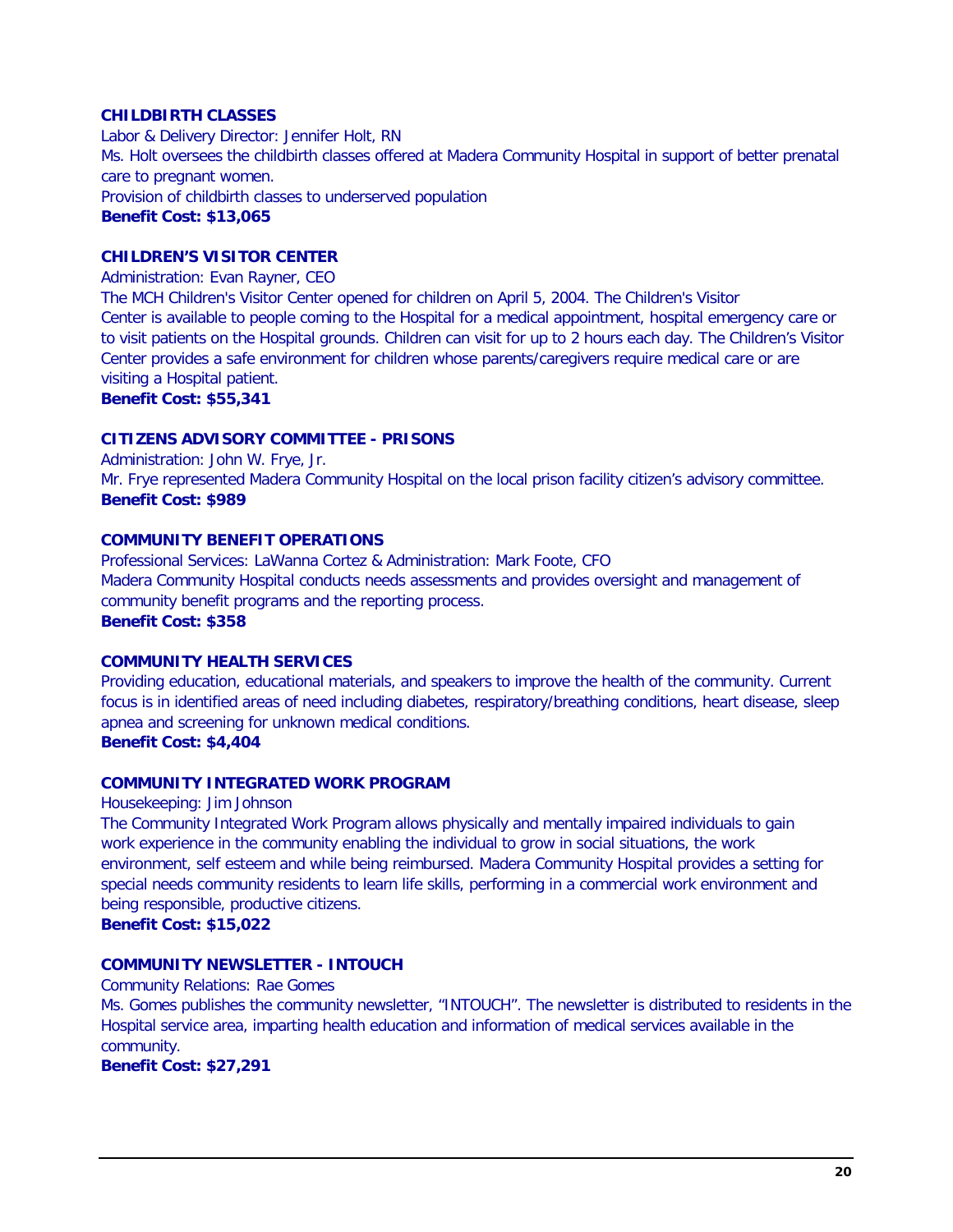### CHILDBIRTH CLASSES

Labor & Delivery Director: Jennifer Holt, RN

Ms. Holt oversees the childbirth classes offered at Madera Community Hospital in support of better prenatal care to pregnant women.

Provision of childbirth classes to underserved population

**Benefit Cost: $13,065**

### CHILDREN'S VISITOR CENTER

Administration: Evan Rayner, CEO

The MCH Children's Visitor Center opened for children on April 5, 2004. The Children's Visitor Center is available to people coming to the Hospital for a medical appointment, hospital emergency care or to visit patients on the Hospital grounds. Children can visit for up to 2 hours each day. The Children's Visitor Center provides a safe environment for children whose parents/caregivers require medical care or are visiting a Hospital patient.

**Benefit Cost: $55,341**

### CITIZENS ADVISORY COMMITTEE - PRISONS

Administration: John W. Frye, Jr.

Mr. Frye represented Madera Community Hospital on the local prison facility citizen's advisory committee.

**Benefit Cost: $989**

### COMMUNITY BENEFIT OPERATIONS

Professional Services: LaWanna Cortez & Administration: Mark Foote, CFO

Madera Community Hospital conducts needs assessments and provides oversight and management of community benefit programs and the reporting process.

**Benefit Cost: $358**

### COMMUNITY HEALTH SERVICES

Providing education, educational materials, and speakers to improve the health of the community. Current focus is in identified areas of need including diabetes, respiratory/breathing conditions, heart disease, sleep apnea and screening for unknown medical conditions.

**Benefit Cost: $4,404**

### COMMUNITY INTEGRATED WORK PROGRAM

Housekeeping: Jim Johnson

The Community Integrated Work Program allows physically and mentally impaired individuals to gain work experience in the community enabling the individual to grow in social situations, the work environment, self esteem and while being reimbursed. Madera Community Hospital provides a setting for special needs community residents to learn life skills, performing in a commercial work environment and being responsible, productive citizens.

**Benefit Cost: $15,022**

### COMMUNITY NEWSLETTER - INTOUCH

Community Relations: Rae Gomes

Ms. Gomes publishes the community newsletter, "INTOUCH". The newsletter is distributed to residents in the Hospital service area, imparting health education and information of medical services available in the community.

**Benefit Cost: $27,291**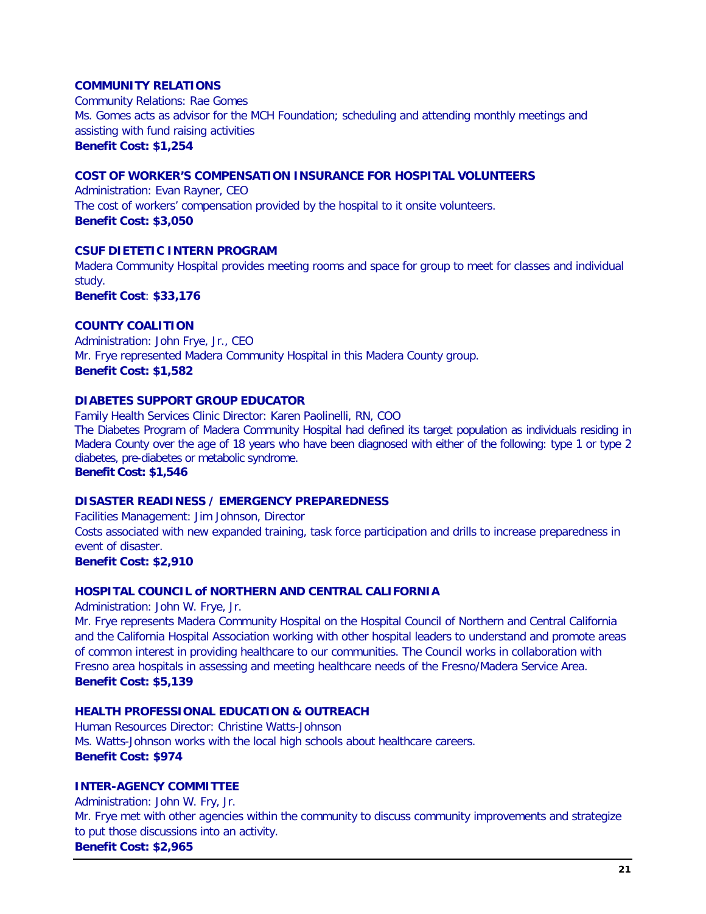### COMMUNITY RELATIONS

Community Relations: Rae Gomes
Ms. Gomes acts as advisor for the MCH Foundation; scheduling and attending monthly meetings and assisting with fund raising activities
**Benefit Cost: $1,254**

### COST OF WORKER'S COMPENSATION INSURANCE FOR HOSPITAL VOLUNTEERS

Administration: Evan Rayner, CEO
The cost of workers' compensation provided by the hospital to it onsite volunteers.
**Benefit Cost: $3,050**

### CSUF DIETETIC INTERN PROGRAM

Madera Community Hospital provides meeting rooms and space for group to meet for classes and individual study.
**Benefit Cost**: **$33,176**

### COUNTY COALITION

Administration: John Frye, Jr., CEO
Mr. Frye represented Madera Community Hospital in this Madera County group.
**Benefit Cost: $1,582**

### DIABETES SUPPORT GROUP EDUCATOR

Family Health Services Clinic Director: Karen Paolinelli, RN, COO
The Diabetes Program of Madera Community Hospital had defined its target population as individuals residing in Madera County over the age of 18 years who have been diagnosed with either of the following: type 1 or type 2 diabetes, pre-diabetes or metabolic syndrome.
**Benefit Cost: $1,546**

### DISASTER READINESS / EMERGENCY PREPAREDNESS

Facilities Management: Jim Johnson, Director
Costs associated with new expanded training, task force participation and drills to increase preparedness in event of disaster.
**Benefit Cost: $2,910**

### HOSPITAL COUNCIL of NORTHERN AND CENTRAL CALIFORNIA

Administration: John W. Frye, Jr.
Mr. Frye represents Madera Community Hospital on the Hospital Council of Northern and Central California and the California Hospital Association working with other hospital leaders to understand and promote areas of common interest in providing healthcare to our communities. The Council works in collaboration with Fresno area hospitals in assessing and meeting healthcare needs of the Fresno/Madera Service Area.
**Benefit Cost: $5,139**

### HEALTH PROFESSIONAL EDUCATION & OUTREACH

Human Resources Director: Christine Watts-Johnson
Ms. Watts-Johnson works with the local high schools about healthcare careers.
**Benefit Cost: $974**

### INTER-AGENCY COMMITTEE

Administration: John W. Fry, Jr.
Mr. Frye met with other agencies within the community to discuss community improvements and strategize to put those discussions into an activity.
**Benefit Cost: $2,965**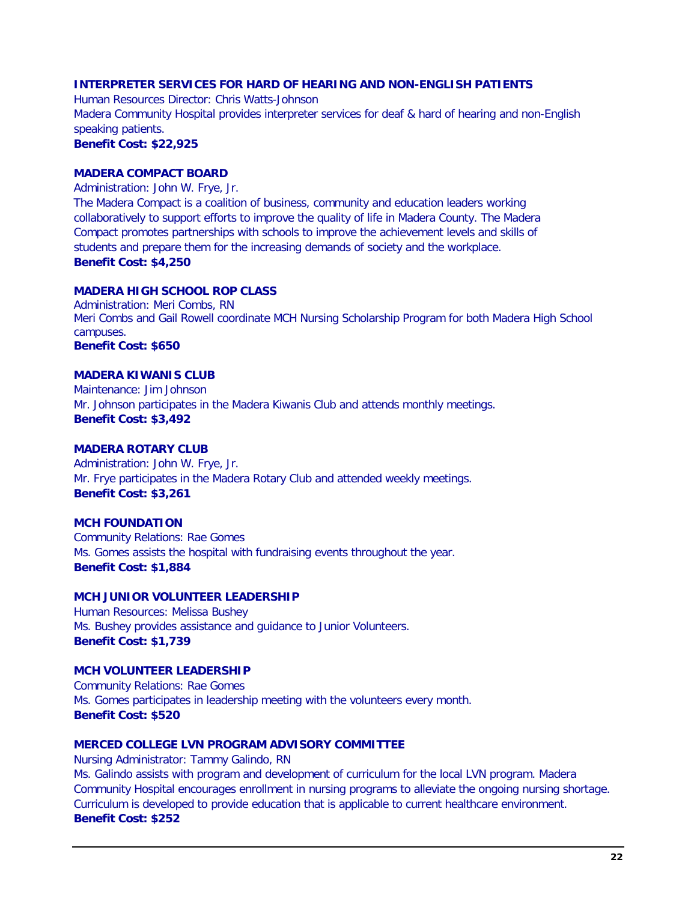### INTERPRETER SERVICES FOR HARD OF HEARING AND NON-ENGLISH PATIENTS

Human Resources Director: Chris Watts-Johnson
Madera Community Hospital provides interpreter services for deaf & hard of hearing and non-English speaking patients.
**Benefit Cost: $22,925**

### MADERA COMPACT BOARD

Administration: John W. Frye, Jr.
The Madera Compact is a coalition of business, community and education leaders working collaboratively to support efforts to improve the quality of life in Madera County. The Madera Compact promotes partnerships with schools to improve the achievement levels and skills of students and prepare them for the increasing demands of society and the workplace.
**Benefit Cost: $4,250**

### MADERA HIGH SCHOOL ROP CLASS

Administration: Meri Combs, RN
Meri Combs and Gail Rowell coordinate MCH Nursing Scholarship Program for both Madera High School campuses.
**Benefit Cost: $650**

### MADERA KIWANIS CLUB

Maintenance: Jim Johnson
Mr. Johnson participates in the Madera Kiwanis Club and attends monthly meetings.
**Benefit Cost: $3,492**

### MADERA ROTARY CLUB

Administration: John W. Frye, Jr.
Mr. Frye participates in the Madera Rotary Club and attended weekly meetings.
**Benefit Cost: $3,261**

### MCH FOUNDATION

Community Relations: Rae Gomes
Ms. Gomes assists the hospital with fundraising events throughout the year.
**Benefit Cost: $1,884**

### MCH JUNIOR VOLUNTEER LEADERSHIP

Human Resources: Melissa Bushey
Ms. Bushey provides assistance and guidance to Junior Volunteers.
**Benefit Cost: $1,739**

### MCH VOLUNTEER LEADERSHIP

Community Relations: Rae Gomes
Ms. Gomes participates in leadership meeting with the volunteers every month.
**Benefit Cost: $520**

### MERCED COLLEGE LVN PROGRAM ADVISORY COMMITTEE

Nursing Administrator: Tammy Galindo, RN
Ms. Galindo assists with program and development of curriculum for the local LVN program. Madera Community Hospital encourages enrollment in nursing programs to alleviate the ongoing nursing shortage. Curriculum is developed to provide education that is applicable to current healthcare environment.
**Benefit Cost: $252**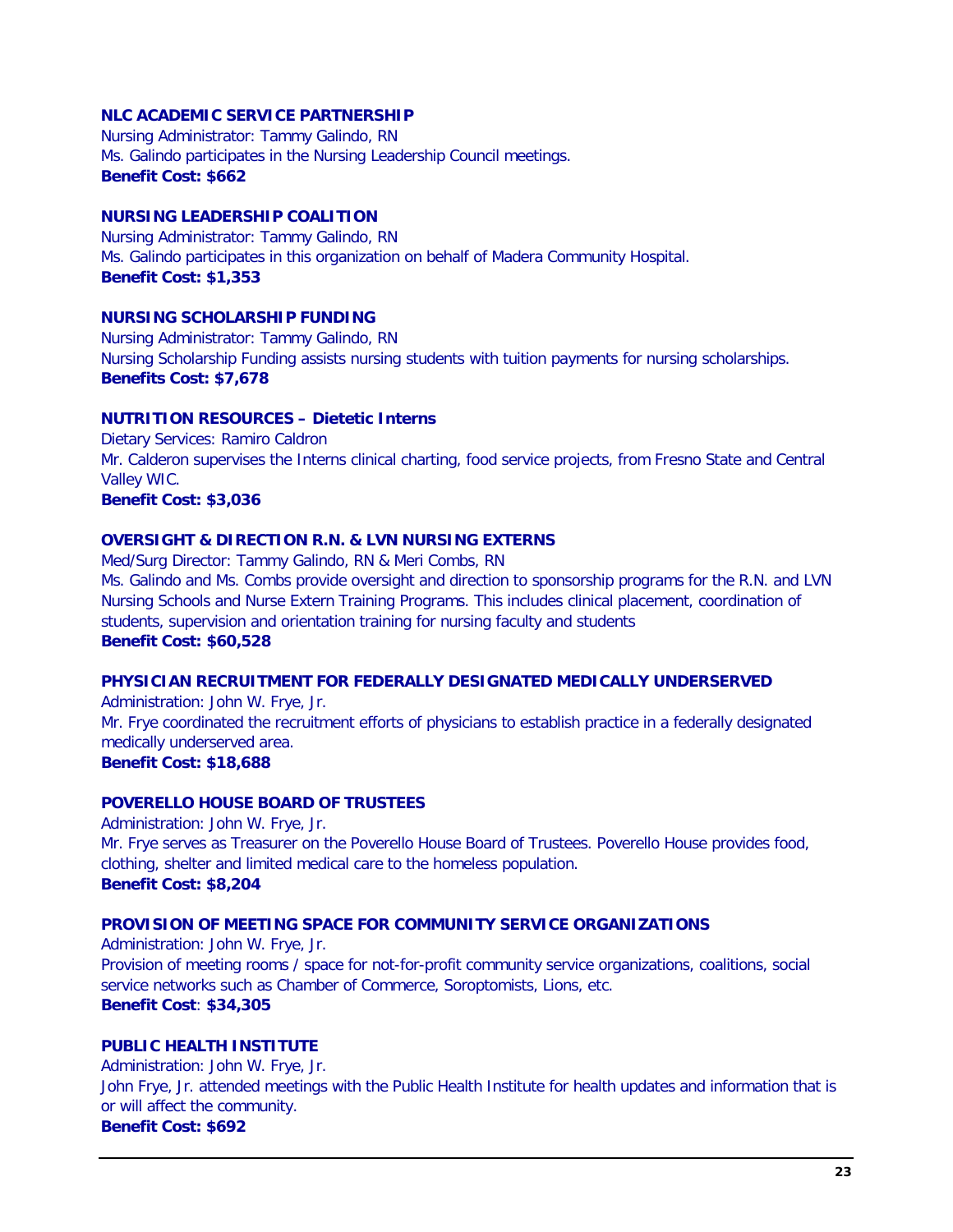### NLC ACADEMIC SERVICE PARTNERSHIP

Nursing Administrator: Tammy Galindo, RN
Ms. Galindo participates in the Nursing Leadership Council meetings.
**Benefit Cost: $662**

### NURSING LEADERSHIP COALITION

Nursing Administrator: Tammy Galindo, RN
Ms. Galindo participates in this organization on behalf of Madera Community Hospital.
**Benefit Cost: $1,353**

### NURSING SCHOLARSHIP FUNDING

Nursing Administrator: Tammy Galindo, RN
Nursing Scholarship Funding assists nursing students with tuition payments for nursing scholarships.
**Benefits Cost: $7,678**

### NUTRITION RESOURCES – Dietetic Interns

Dietary Services: Ramiro Caldron
Mr. Calderon supervises the Interns clinical charting, food service projects, from Fresno State and Central Valley WIC.
**Benefit Cost: $3,036**

### OVERSIGHT & DIRECTION R.N. & LVN NURSING EXTERNS

Med/Surg Director: Tammy Galindo, RN & Meri Combs, RN
Ms. Galindo and Ms. Combs provide oversight and direction to sponsorship programs for the R.N. and LVN Nursing Schools and Nurse Extern Training Programs. This includes clinical placement, coordination of students, supervision and orientation training for nursing faculty and students
**Benefit Cost: $60,528**

### PHYSICIAN RECRUITMENT FOR FEDERALLY DESIGNATED MEDICALLY UNDERSERVED

Administration: John W. Frye, Jr.
Mr. Frye coordinated the recruitment efforts of physicians to establish practice in a federally designated medically underserved area.
**Benefit Cost: $18,688**

### POVERELLO HOUSE BOARD OF TRUSTEES

Administration: John W. Frye, Jr.
Mr. Frye serves as Treasurer on the Poverello House Board of Trustees. Poverello House provides food, clothing, shelter and limited medical care to the homeless population.
**Benefit Cost: $8,204**

### PROVISION OF MEETING SPACE FOR COMMUNITY SERVICE ORGANIZATIONS

Administration: John W. Frye, Jr.
Provision of meeting rooms / space for not-for-profit community service organizations, coalitions, social service networks such as Chamber of Commerce, Soroptomists, Lions, etc.
**Benefit Cost**: **$34,305**

### PUBLIC HEALTH INSTITUTE

Administration: John W. Frye, Jr.
John Frye, Jr. attended meetings with the Public Health Institute for health updates and information that is or will affect the community.
**Benefit Cost: $692**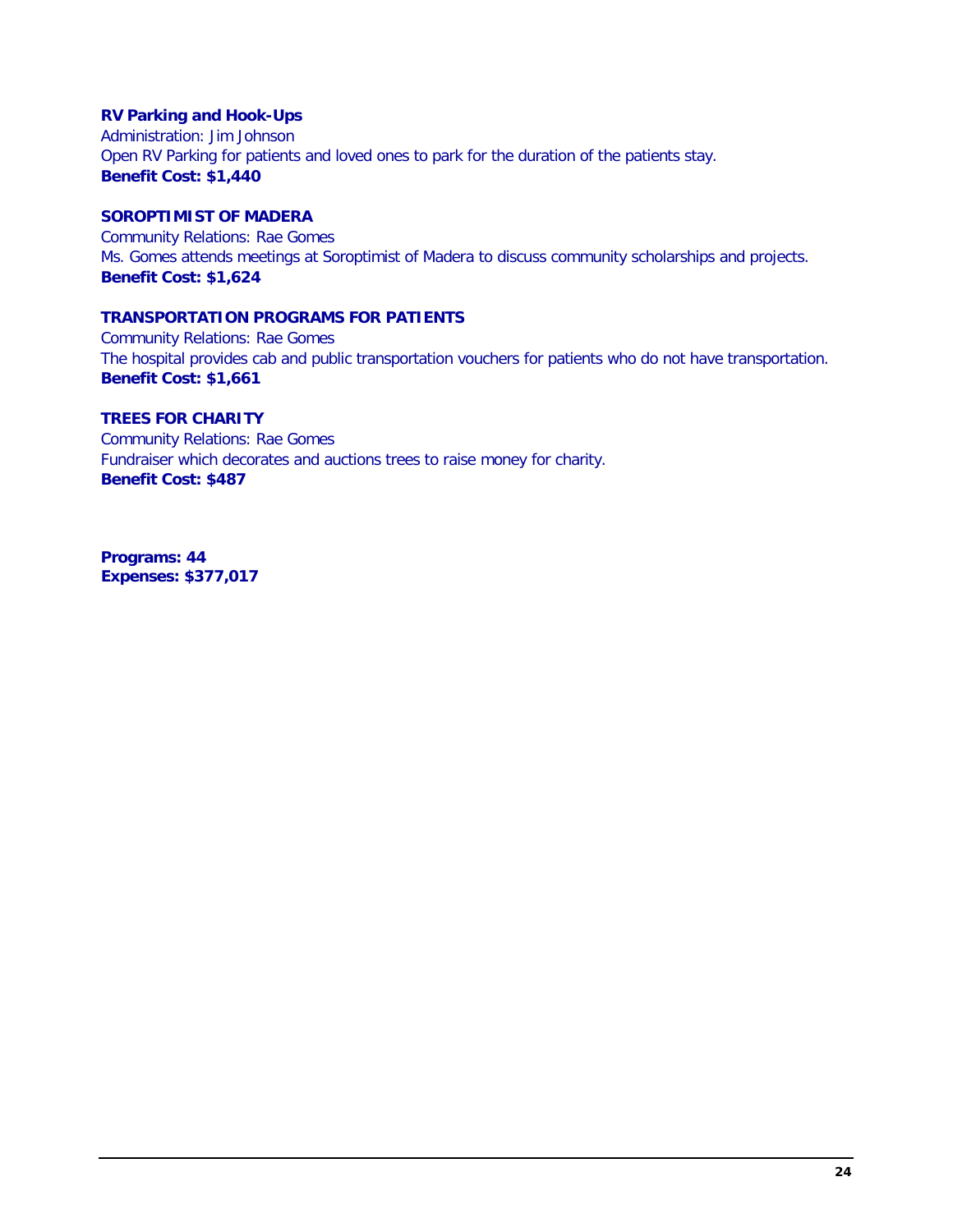**RV Parking and Hook-Ups**
Administration: Jim Johnson
Open RV Parking for patients and loved ones to park for the duration of the patients stay.
**Benefit Cost: $1,440**

**SOROPTIMIST OF MADERA**
Community Relations: Rae Gomes
Ms. Gomes attends meetings at Soroptimist of Madera to discuss community scholarships and projects.
**Benefit Cost: $1,624**

**TRANSPORTATION PROGRAMS FOR PATIENTS**
Community Relations: Rae Gomes
The hospital provides cab and public transportation vouchers for patients who do not have transportation.
**Benefit Cost: $1,661**

**TREES FOR CHARITY**
Community Relations: Rae Gomes
Fundraiser which decorates and auctions trees to raise money for charity.
**Benefit Cost: $487**

**Programs: 44**
**Expenses: $377,017**